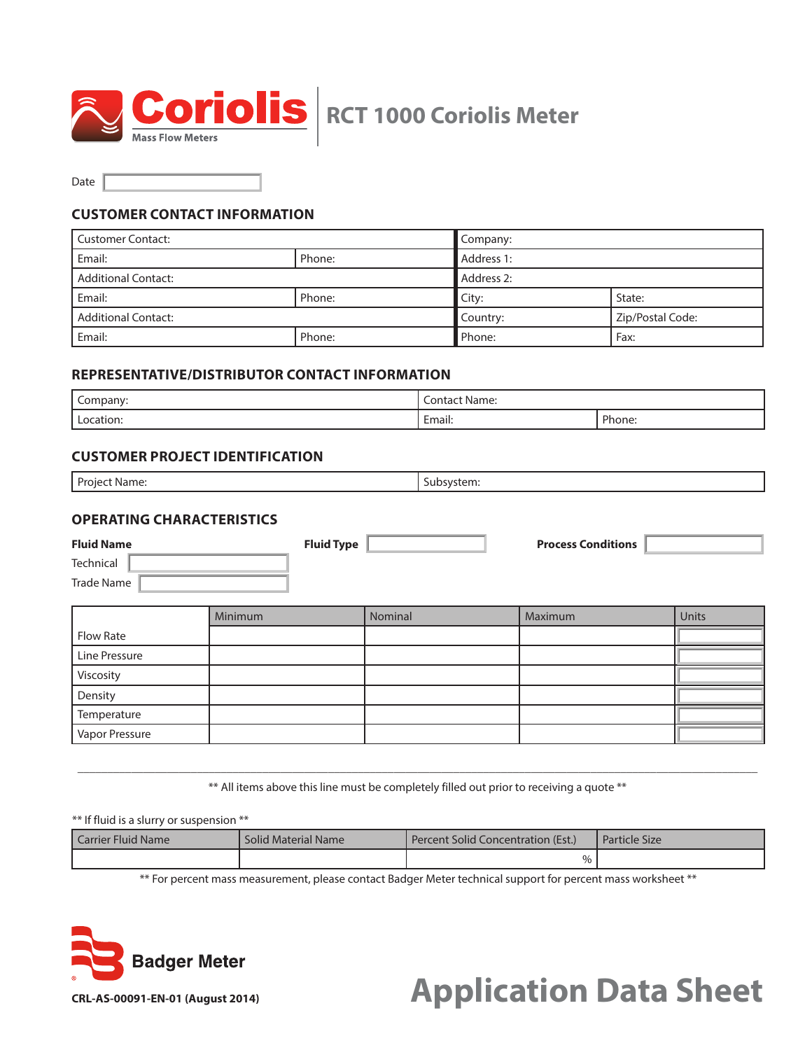# Coriolis Mass Flow Meters | RCT 1000 Coriolis Meter

Date

## CUSTOMER CONTACT INFORMATION

| Customer Contact: | | Company: | |
|---|---|---|---|
| Email: | Phone: | Address 1: | |
| Additional Contact: | | Address 2: | |
| Email: | Phone: | City: | State: |
| Additional Contact: | | Country: | Zip/Postal Code: |
| Email: | Phone: | Phone: | Fax: |

## REPRESENTATIVE/DISTRIBUTOR CONTACT INFORMATION

| Company: | Contact Name: | |
|---|---|---|
| Location: | Email: | Phone: |

## CUSTOMER PROJECT IDENTIFICATION

| Project Name: | Subsystem: |
|---|---|

## OPERATING CHARACTERISTICS

**Fluid Name**

Technical

Trade Name

**Fluid Type**

**Process Conditions**

| | Minimum | Nominal | Maximum | Units |
|---|---|---|---|---|
| Flow Rate | | | | |
| Line Pressure | | | | |
| Viscosity | | | | |
| Density | | | | |
| Temperature | | | | |
| Vapor Pressure | | | | |

** All items above this line must be completely filled out prior to receiving a quote **

** If fluid is a slurry or suspension **

| Carrier Fluid Name | Solid Material Name | Percent Solid Concentration (Est.) | Particle Size |
|---|---|---|---|
| | | % | |

** For percent mass measurement, please contact Badger Meter technical support for percent mass worksheet **

Badger Meter

CRL-AS-00091-EN-01 (August 2014)

# Application Data Sheet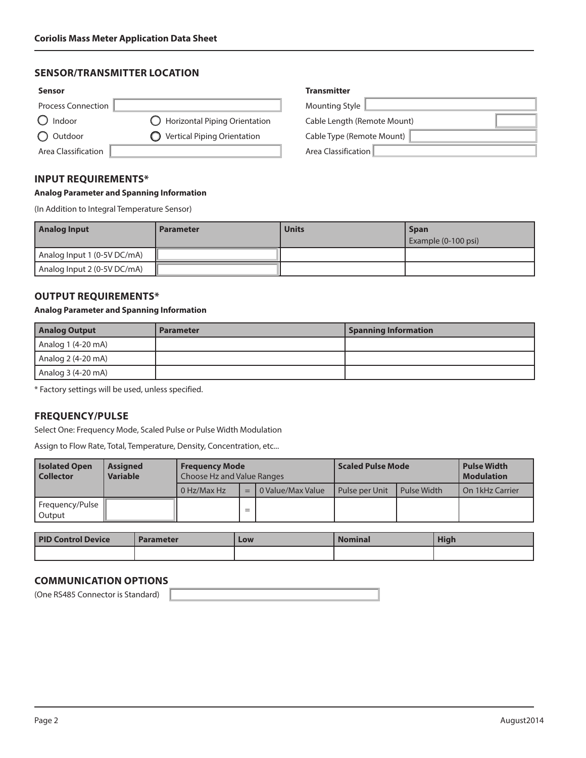## SENSOR/TRANSMITTER LOCATION

**Sensor**

Process Connection

- ○ Indoor
- ○ Outdoor
- ○ Horizontal Piping Orientation
- ○ Vertical Piping Orientation

Area Classification

**Transmitter**

Mounting Style

Cable Length (Remote Mount)

Cable Type (Remote Mount)

Area Classification

## INPUT REQUIREMENTS*

**Analog Parameter and Spanning Information**

(In Addition to Integral Temperature Sensor)

| Analog Input | Parameter | Units | Span Example (0-100 psi) |
|---|---|---|---|
| Analog Input 1 (0-5V DC/mA) | | | |
| Analog Input 2 (0-5V DC/mA) | | | |

## OUTPUT REQUIREMENTS*

**Analog Parameter and Spanning Information**

| Analog Output | Parameter | Spanning Information |
|---|---|---|
| Analog 1 (4-20 mA) | | |
| Analog 2 (4-20 mA) | | |
| Analog 3 (4-20 mA) | | |

* Factory settings will be used, unless specified.

## FREQUENCY/PULSE

Select One: Frequency Mode, Scaled Pulse or Pulse Width Modulation

Assign to Flow Rate, Total, Temperature, Density, Concentration, etc...

| Isolated Open Collector | Assigned Variable | Frequency Mode Choose Hz and Value Ranges | | | Scaled Pulse Mode | | Pulse Width Modulation |
|---|---|---|---|---|---|---|---|
| | | 0 Hz/Max Hz | = | 0 Value/Max Value | Pulse per Unit | Pulse Width | On 1kHz Carrier |
| Frequency/Pulse Output | | | = | | | | |

| PID Control Device | Parameter | Low | Nominal | High |
|---|---|---|---|---|
| | | | | |

## COMMUNICATION OPTIONS

(One RS485 Connector is Standard)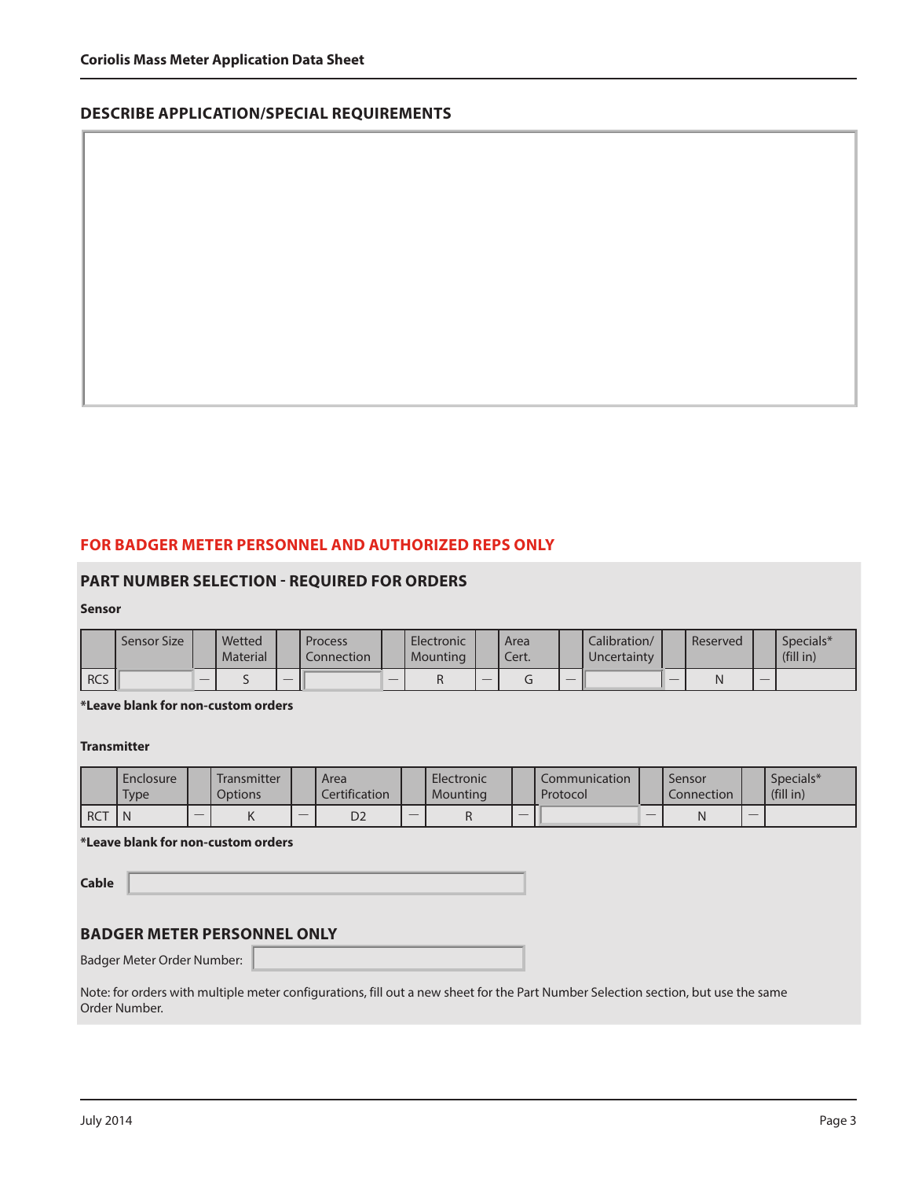## DESCRIBE APPLICATION/SPECIAL REQUIREMENTS

## FOR BADGER METER PERSONNEL AND AUTHORIZED REPS ONLY

### PART NUMBER SELECTION - REQUIRED FOR ORDERS

**Sensor**

| | Sensor Size | | Wetted Material | | Process Connection | | Electronic Mounting | | Area Cert. | | Calibration/ Uncertainty | | Reserved | | Specials* (fill in) |
|---|---|---|---|---|---|---|---|---|---|---|---|---|---|---|---|
| RCS | | — | S | — | | — | R | — | G | — | | — | N | — | |

**\*Leave blank for non-custom orders**

**Transmitter**

| | Enclosure Type | | Transmitter Options | | Area Certification | | Electronic Mounting | | Communication Protocol | | Sensor Connection | | Specials* (fill in) |
|---|---|---|---|---|---|---|---|---|---|---|---|---|---|
| RCT | N | — | K | — | D2 | — | R | — | | — | N | — | |

**\*Leave blank for non-custom orders**

**Cable**

### BADGER METER PERSONNEL ONLY

Badger Meter Order Number:

Note: for orders with multiple meter configurations, fill out a new sheet for the Part Number Selection section, but use the same Order Number.